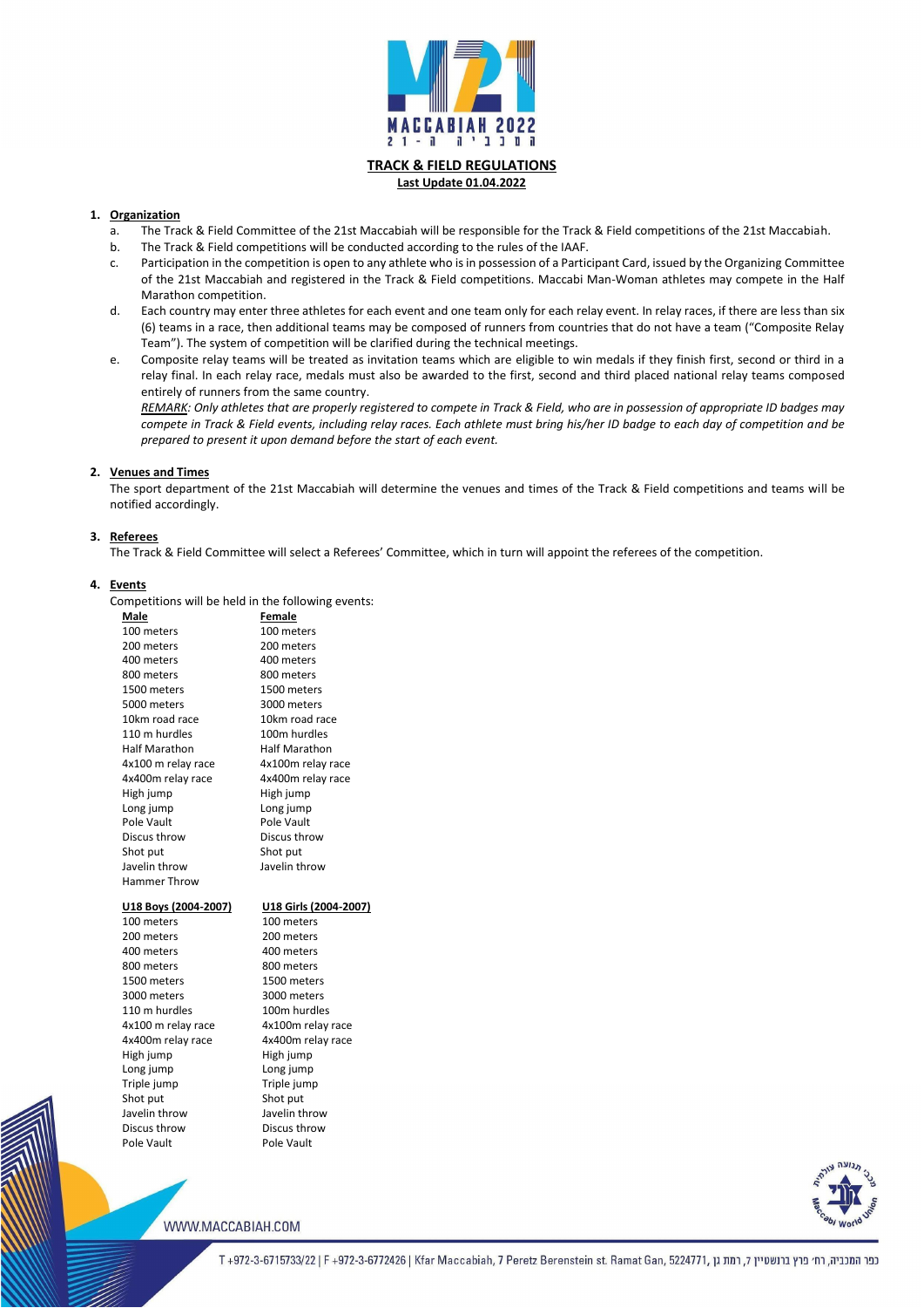# TRACK & FIELD REGULATIONS

**Last Update 01.04.2022**

1. **Organization**
   a. The Track & Field Committee of the 21st Maccabiah will be responsible for the Track & Field competitions of the 21st Maccabiah.
   b. The Track & Field competitions will be conducted according to the rules of the IAAF.
   c. Participation in the competition is open to any athlete who is in possession of a Participant Card, issued by the Organizing Committee of the 21st Maccabiah and registered in the Track & Field competitions. Maccabi Man-Woman athletes may compete in the Half Marathon competition.
   d. Each country may enter three athletes for each event and one team only for each relay event. In relay races, if there are less than six (6) teams in a race, then additional teams may be composed of runners from countries that do not have a team ("Composite Relay Team"). The system of competition will be clarified during the technical meetings.
   e. Composite relay teams will be treated as invitation teams which are eligible to win medals if they finish first, second or third in a relay final. In each relay race, medals must also be awarded to the first, second and third placed national relay teams composed entirely of runners from the same country.

   *REMARK: Only athletes that are properly registered to compete in Track & Field, who are in possession of appropriate ID badges may compete in Track & Field events, including relay races. Each athlete must bring his/her ID badge to each day of competition and be prepared to present it upon demand before the start of each event.*

2. **Venues and Times**

   The sport department of the 21st Maccabiah will determine the venues and times of the Track & Field competitions and teams will be notified accordingly.

3. **Referees**

   The Track & Field Committee will select a Referees' Committee, which in turn will appoint the referees of the competition.

4. **Events**

   Competitions will be held in the following events:

| Male | Female |
|---|---|
| 100 meters | 100 meters |
| 200 meters | 200 meters |
| 400 meters | 400 meters |
| 800 meters | 800 meters |
| 1500 meters | 1500 meters |
| 5000 meters | 3000 meters |
| 10km road race | 10km road race |
| 110 m hurdles | 100m hurdles |
| Half Marathon | Half Marathon |
| 4x100 m relay race | 4x100m relay race |
| 4x400m relay race | 4x400m relay race |
| High jump | High jump |
| Long jump | Long jump |
| Pole Vault | Pole Vault |
| Discus throw | Discus throw |
| Shot put | Shot put |
| Javelin throw | Javelin throw |
| Hammer Throw | |

| U18 Boys (2004-2007) | U18 Girls (2004-2007) |
|---|---|
| 100 meters | 100 meters |
| 200 meters | 200 meters |
| 400 meters | 400 meters |
| 800 meters | 800 meters |
| 1500 meters | 1500 meters |
| 3000 meters | 3000 meters |
| 110 m hurdles | 100m hurdles |
| 4x100 m relay race | 4x100m relay race |
| 4x400m relay race | 4x400m relay race |
| High jump | High jump |
| Long jump | Long jump |
| Triple jump | Triple jump |
| Shot put | Shot put |
| Javelin throw | Javelin throw |
| Discus throw | Discus throw |
| Pole Vault | Pole Vault |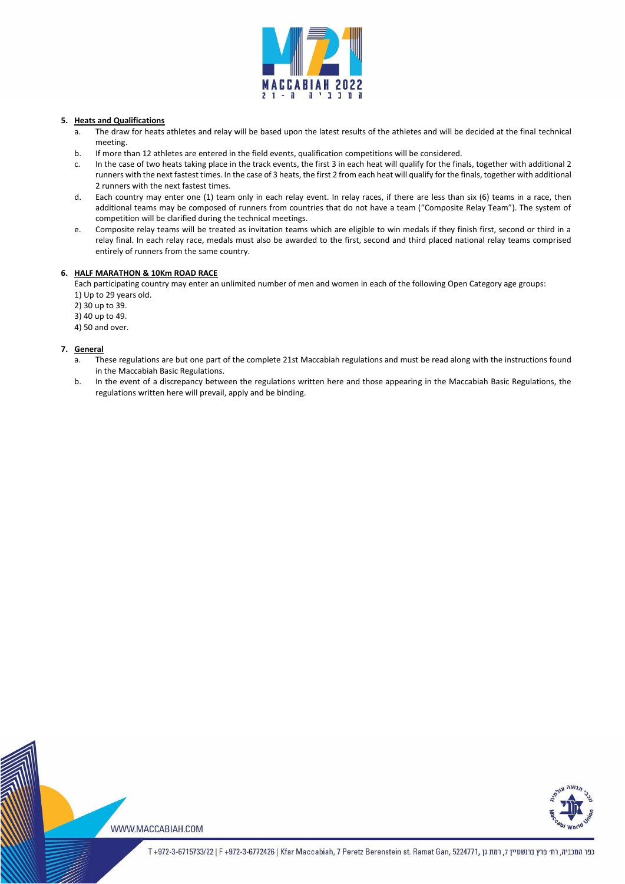**5. Heats and Qualifications**

a. The draw for heats athletes and relay will be based upon the latest results of the athletes and will be decided at the final technical meeting.

b. If more than 12 athletes are entered in the field events, qualification competitions will be considered.

c. In the case of two heats taking place in the track events, the first 3 in each heat will qualify for the finals, together with additional 2 runners with the next fastest times. In the case of 3 heats, the first 2 from each heat will qualify for the finals, together with additional 2 runners with the next fastest times.

d. Each country may enter one (1) team only in each relay event. In relay races, if there are less than six (6) teams in a race, then additional teams may be composed of runners from countries that do not have a team ("Composite Relay Team"). The system of competition will be clarified during the technical meetings.

e. Composite relay teams will be treated as invitation teams which are eligible to win medals if they finish first, second or third in a relay final. In each relay race, medals must also be awarded to the first, second and third placed national relay teams comprised entirely of runners from the same country.

**6. HALF MARATHON & 10Km ROAD RACE**

Each participating country may enter an unlimited number of men and women in each of the following Open Category age groups:

1) Up to 29 years old.
2) 30 up to 39.
3) 40 up to 49.
4) 50 and over.

**7. General**

a. These regulations are but one part of the complete 21st Maccabiah regulations and must be read along with the instructions found in the Maccabiah Basic Regulations.

b. In the event of a discrepancy between the regulations written here and those appearing in the Maccabiah Basic Regulations, the regulations written here will prevail, apply and be binding.